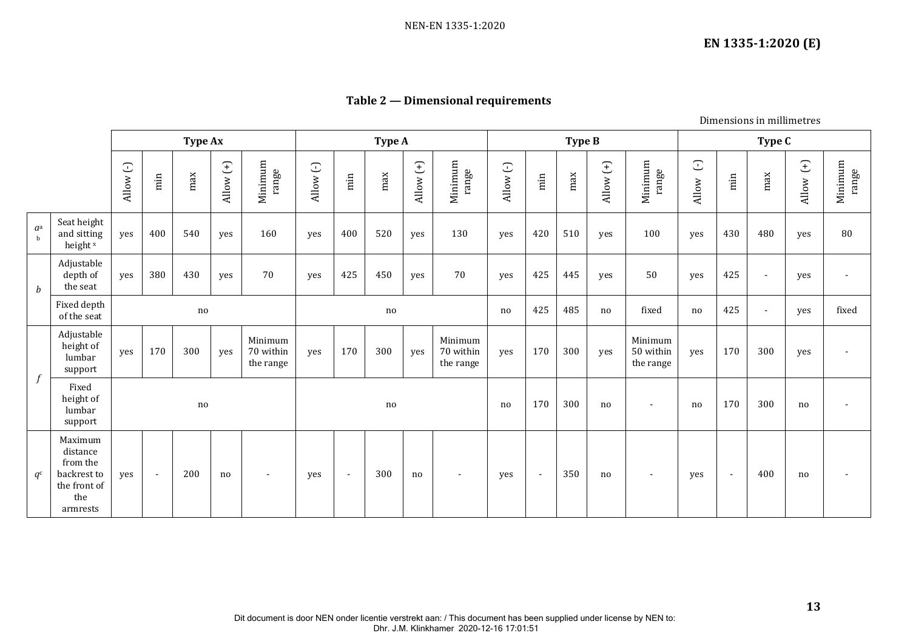## Table 2 — Dimensional requirements

Dimensions in millimetres

| | | Type Ax | | | | | Type A | | | | | Type B | | | | | Type C | | | | |
|---|---|---|---|---|---|---|---|---|---|---|---|---|---|---|---|---|---|---|---|---|---|
| | | Allow (-) | min | max | Allow (+) | Minimum range | Allow (-) | min | max | Allow (+) | Minimum range | Allow (-) | min | max | Allow (+) | Minimum range | Allow (-) | min | max | Allow (+) | Minimum range |
| *a*[a] [b] | Seat height and sitting height [x] | yes | 400 | 540 | yes | 160 | yes | 400 | 520 | yes | 130 | yes | 420 | 510 | yes | 100 | yes | 430 | 480 | yes | 80 |
| *b* | Adjustable depth of the seat | yes | 380 | 430 | yes | 70 | yes | 425 | 450 | yes | 70 | yes | 425 | 445 | yes | 50 | yes | 425 | - | yes | - |
| | Fixed depth of the seat | no | | | | | no | | | | | no | 425 | 485 | no | fixed | no | 425 | - | yes | fixed |
| *f* | Adjustable height of lumbar support | yes | 170 | 300 | yes | Minimum 70 within the range | yes | 170 | 300 | yes | Minimum 70 within the range | yes | 170 | 300 | yes | Minimum 50 within the range | yes | 170 | 300 | yes | - |
| | Fixed height of lumbar support | no | | | | | no | | | | | no | 170 | 300 | no | - | no | 170 | 300 | no | - |
| *q*[c] | Maximum distance from the backrest to the front of the armrests | yes | - | 200 | no | - | yes | - | 300 | no | - | yes | - | 350 | no | - | yes | - | 400 | no | - |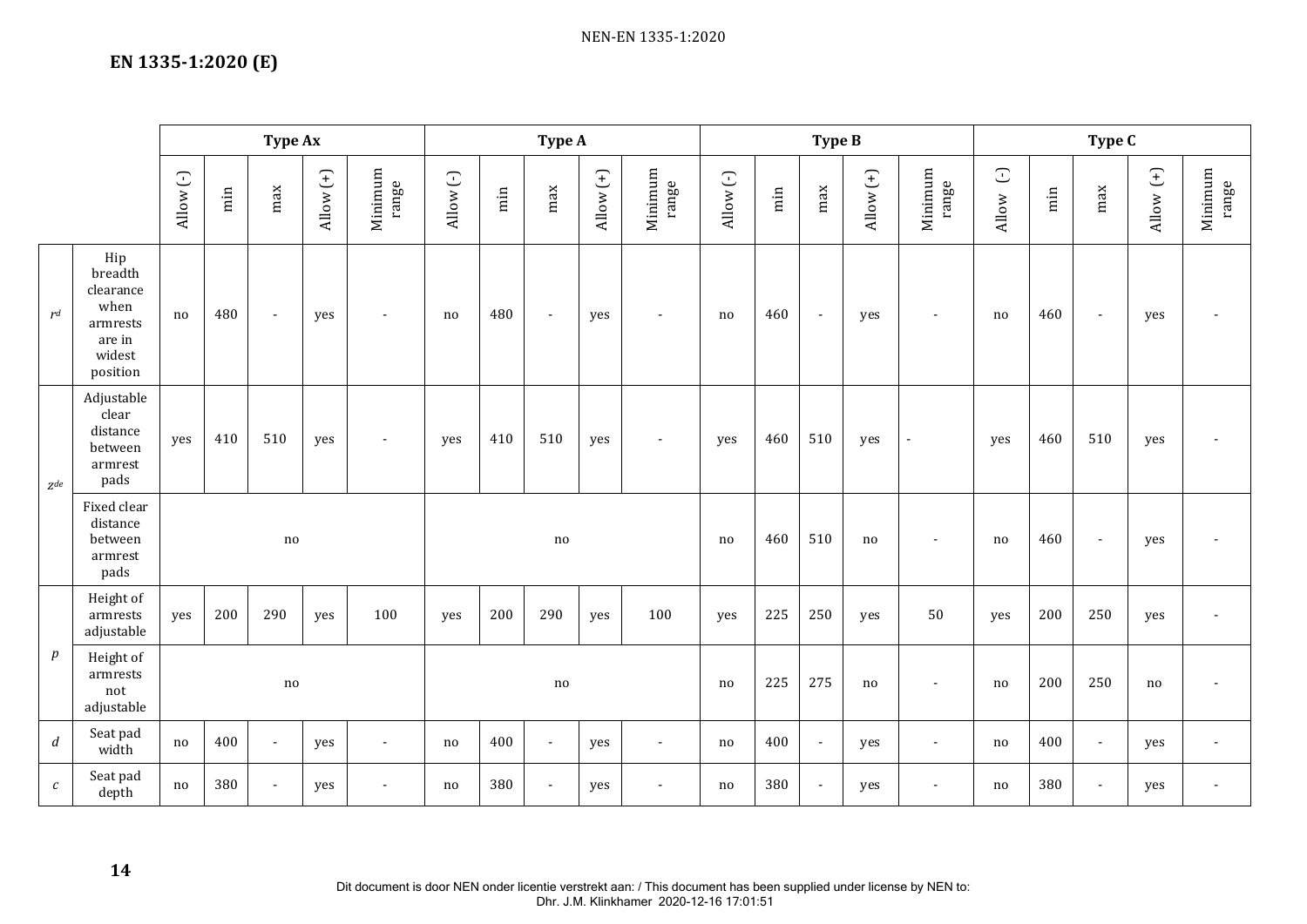| | | Type Ax | | | | | Type A | | | | | Type B | | | | | Type C | | | | |
|---|---|---|---|---|---|---|---|---|---|---|---|---|---|---|---|---|---|---|---|---|---|
| | | Allow (-) | min | max | Allow (+) | Minimum range | Allow (-) | min | max | Allow (+) | Minimum range | Allow (-) | min | max | Allow (+) | Minimum range | Allow (-) | min | max | Allow (+) | Minimum range |
| $r^d$ | Hip breadth clearance when armrests are in widest position | no | 480 | - | yes | - | no | 480 | - | yes | - | no | 460 | - | yes | - | no | 460 | - | yes | - |
| $z^{de}$ | Adjustable clear distance between armrest pads | yes | 410 | 510 | yes | - | yes | 410 | 510 | yes | - | yes | 460 | 510 | yes | - | yes | 460 | 510 | yes | - |
| | Fixed clear distance between armrest pads | no | | | | | no | | | | | no | 460 | 510 | no | - | no | 460 | - | yes | - |
| $p$ | Height of armrests adjustable | yes | 200 | 290 | yes | 100 | yes | 200 | 290 | yes | 100 | yes | 225 | 250 | yes | 50 | yes | 200 | 250 | yes | - |
| | Height of armrests not adjustable | no | | | | | no | | | | | no | 225 | 275 | no | - | no | 200 | 250 | no | - |
| $d$ | Seat pad width | no | 400 | - | yes | - | no | 400 | - | yes | - | no | 400 | - | yes | - | no | 400 | - | yes | - |
| $c$ | Seat pad depth | no | 380 | - | yes | - | no | 380 | - | yes | - | no | 380 | - | yes | - | no | 380 | - | yes | - |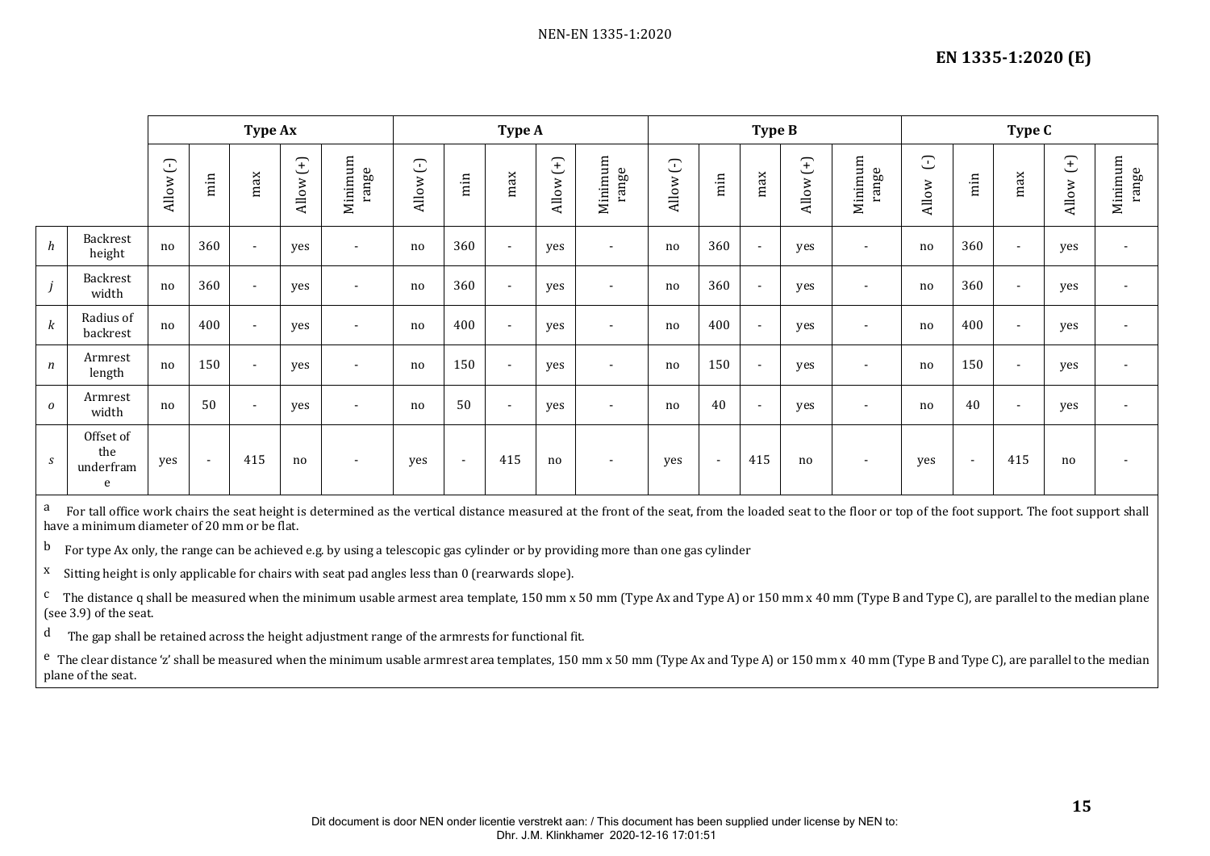| | | Type Ax | | | | | Type A | | | | | Type B | | | | | Type C | | | | |
|---|---|---|---|---|---|---|---|---|---|---|---|---|---|---|---|---|---|---|---|---|---|
| | | Allow (-) | min | max | Allow (+) | Minimum range | Allow (-) | min | max | Allow (+) | Minimum range | Allow (-) | min | max | Allow (+) | Minimum range | Allow (-) | min | max | Allow (+) | Minimum range |
| *h* | Backrest height | no | 360 | - | yes | - | no | 360 | - | yes | - | no | 360 | - | yes | - | no | 360 | - | yes | - |
| *j* | Backrest width | no | 360 | - | yes | - | no | 360 | - | yes | - | no | 360 | - | yes | - | no | 360 | - | yes | - |
| *k* | Radius of backrest | no | 400 | - | yes | - | no | 400 | - | yes | - | no | 400 | - | yes | - | no | 400 | - | yes | - |
| *n* | Armrest length | no | 150 | - | yes | - | no | 150 | - | yes | - | no | 150 | - | yes | - | no | 150 | - | yes | - |
| *o* | Armrest width | no | 50 | - | yes | - | no | 50 | - | yes | - | no | 40 | - | yes | - | no | 40 | - | yes | - |
| *s* | Offset of the underframe | yes | - | 415 | no | - | yes | - | 415 | no | - | yes | - | 415 | no | - | yes | - | 415 | no | - |

[a] For tall office work chairs the seat height is determined as the vertical distance measured at the front of the seat, from the loaded seat to the floor or top of the foot support. The foot support shall have a minimum diameter of 20 mm or be flat.

[b] For type Ax only, the range can be achieved e.g. by using a telescopic gas cylinder or by providing more than one gas cylinder

[x] Sitting height is only applicable for chairs with seat pad angles less than 0 (rearwards slope).

[c] The distance q shall be measured when the minimum usable armest area template, 150 mm x 50 mm (Type Ax and Type A) or 150 mm x 40 mm (Type B and Type C), are parallel to the median plane (see 3.9) of the seat.

[d] The gap shall be retained across the height adjustment range of the armrests for functional fit.

[e] The clear distance 'z' shall be measured when the minimum usable armrest area templates, 150 mm x 50 mm (Type Ax and Type A) or 150 mm x 40 mm (Type B and Type C), are parallel to the median plane of the seat.